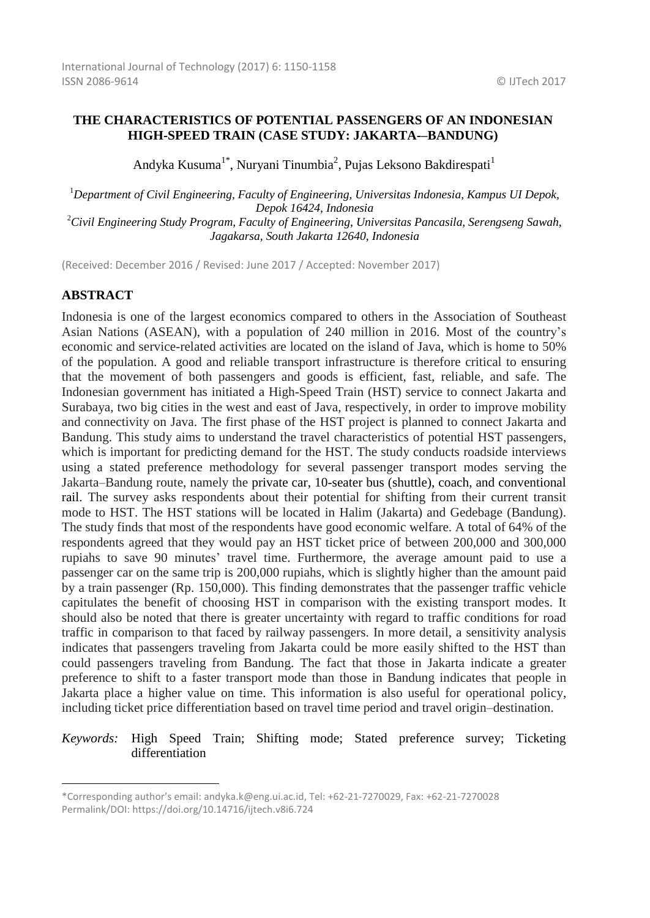# THE CHARACTERISTICS OF POTENTIAL PASSENGERS OF AN INDONESIAN HIGH-SPEED TRAIN (CASE STUDY: JAKARTA-–BANDUNG)

Andyka Kusuma[1*], Nuryani Tinumbia[2], Pujas Leksono Bakdirespati[1]

[1]*Department of Civil Engineering, Faculty of Engineering, Universitas Indonesia, Kampus UI Depok, Depok 16424, Indonesia*
[2]*Civil Engineering Study Program, Faculty of Engineering, Universitas Pancasila, Serengseng Sawah, Jagakarsa, South Jakarta 12640, Indonesia*

(Received: December 2016 / Revised: June 2017 / Accepted: November 2017)

## ABSTRACT

Indonesia is one of the largest economics compared to others in the Association of Southeast Asian Nations (ASEAN), with a population of 240 million in 2016. Most of the country's economic and service-related activities are located on the island of Java, which is home to 50% of the population. A good and reliable transport infrastructure is therefore critical to ensuring that the movement of both passengers and goods is efficient, fast, reliable, and safe. The Indonesian government has initiated a High-Speed Train (HST) service to connect Jakarta and Surabaya, two big cities in the west and east of Java, respectively, in order to improve mobility and connectivity on Java. The first phase of the HST project is planned to connect Jakarta and Bandung. This study aims to understand the travel characteristics of potential HST passengers, which is important for predicting demand for the HST. The study conducts roadside interviews using a stated preference methodology for several passenger transport modes serving the Jakarta–Bandung route, namely the private car, 10-seater bus (shuttle), coach, and conventional rail. The survey asks respondents about their potential for shifting from their current transit mode to HST. The HST stations will be located in Halim (Jakarta) and Gedebage (Bandung). The study finds that most of the respondents have good economic welfare. A total of 64% of the respondents agreed that they would pay an HST ticket price of between 200,000 and 300,000 rupiahs to save 90 minutes' travel time. Furthermore, the average amount paid to use a passenger car on the same trip is 200,000 rupiahs, which is slightly higher than the amount paid by a train passenger (Rp. 150,000). This finding demonstrates that the passenger traffic vehicle capitulates the benefit of choosing HST in comparison with the existing transport modes. It should also be noted that there is greater uncertainty with regard to traffic conditions for road traffic in comparison to that faced by railway passengers. In more detail, a sensitivity analysis indicates that passengers traveling from Jakarta could be more easily shifted to the HST than could passengers traveling from Bandung. The fact that those in Jakarta indicate a greater preference to shift to a faster transport mode than those in Bandung indicates that people in Jakarta place a higher value on time. This information is also useful for operational policy, including ticket price differentiation based on travel time period and travel origin–destination.

*Keywords:* High Speed Train; Shifting mode; Stated preference survey; Ticketing differentiation

---

*Corresponding author's email: andyka.k@eng.ui.ac.id, Tel: +62-21-7270029, Fax: +62-21-7270028
Permalink/DOI: https://doi.org/10.14716/ijtech.v8i6.724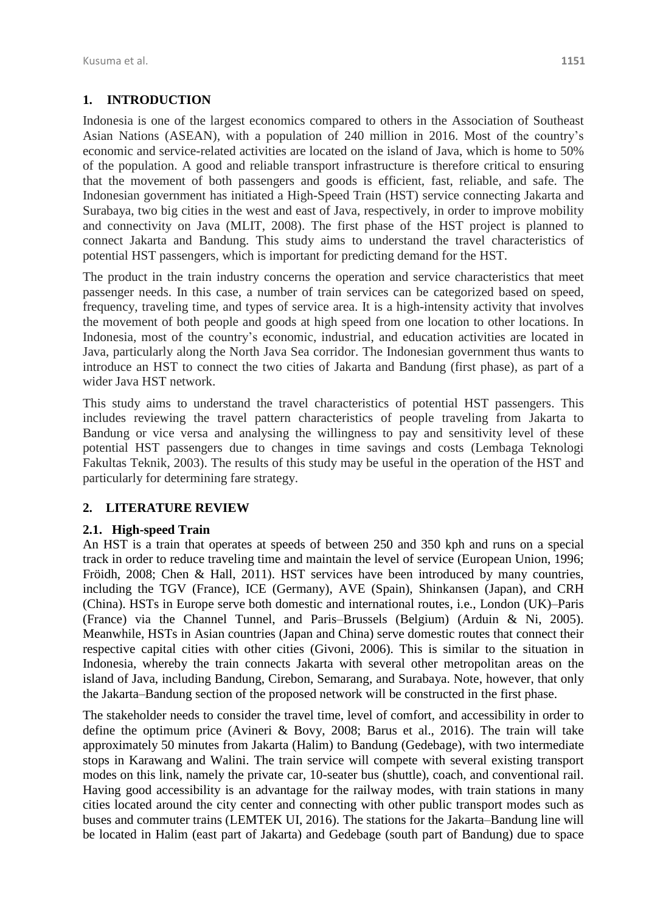## 1. INTRODUCTION

Indonesia is one of the largest economics compared to others in the Association of Southeast Asian Nations (ASEAN), with a population of 240 million in 2016. Most of the country's economic and service-related activities are located on the island of Java, which is home to 50% of the population. A good and reliable transport infrastructure is therefore critical to ensuring that the movement of both passengers and goods is efficient, fast, reliable, and safe. The Indonesian government has initiated a High-Speed Train (HST) service connecting Jakarta and Surabaya, two big cities in the west and east of Java, respectively, in order to improve mobility and connectivity on Java (MLIT, 2008). The first phase of the HST project is planned to connect Jakarta and Bandung. This study aims to understand the travel characteristics of potential HST passengers, which is important for predicting demand for the HST.

The product in the train industry concerns the operation and service characteristics that meet passenger needs. In this case, a number of train services can be categorized based on speed, frequency, traveling time, and types of service area. It is a high-intensity activity that involves the movement of both people and goods at high speed from one location to other locations. In Indonesia, most of the country's economic, industrial, and education activities are located in Java, particularly along the North Java Sea corridor. The Indonesian government thus wants to introduce an HST to connect the two cities of Jakarta and Bandung (first phase), as part of a wider Java HST network.

This study aims to understand the travel characteristics of potential HST passengers. This includes reviewing the travel pattern characteristics of people traveling from Jakarta to Bandung or vice versa and analysing the willingness to pay and sensitivity level of these potential HST passengers due to changes in time savings and costs (Lembaga Teknologi Fakultas Teknik, 2003). The results of this study may be useful in the operation of the HST and particularly for determining fare strategy.

## 2. LITERATURE REVIEW

### 2.1. High-speed Train

An HST is a train that operates at speeds of between 250 and 350 kph and runs on a special track in order to reduce traveling time and maintain the level of service (European Union, 1996; Fröidh, 2008; Chen & Hall, 2011). HST services have been introduced by many countries, including the TGV (France), ICE (Germany), AVE (Spain), Shinkansen (Japan), and CRH (China). HSTs in Europe serve both domestic and international routes, i.e., London (UK)–Paris (France) via the Channel Tunnel, and Paris–Brussels (Belgium) (Arduin & Ni, 2005). Meanwhile, HSTs in Asian countries (Japan and China) serve domestic routes that connect their respective capital cities with other cities (Givoni, 2006). This is similar to the situation in Indonesia, whereby the train connects Jakarta with several other metropolitan areas on the island of Java, including Bandung, Cirebon, Semarang, and Surabaya. Note, however, that only the Jakarta–Bandung section of the proposed network will be constructed in the first phase.

The stakeholder needs to consider the travel time, level of comfort, and accessibility in order to define the optimum price (Avineri & Bovy, 2008; Barus et al., 2016). The train will take approximately 50 minutes from Jakarta (Halim) to Bandung (Gedebage), with two intermediate stops in Karawang and Walini. The train service will compete with several existing transport modes on this link, namely the private car, 10-seater bus (shuttle), coach, and conventional rail. Having good accessibility is an advantage for the railway modes, with train stations in many cities located around the city center and connecting with other public transport modes such as buses and commuter trains (LEMTEK UI, 2016). The stations for the Jakarta–Bandung line will be located in Halim (east part of Jakarta) and Gedebage (south part of Bandung) due to space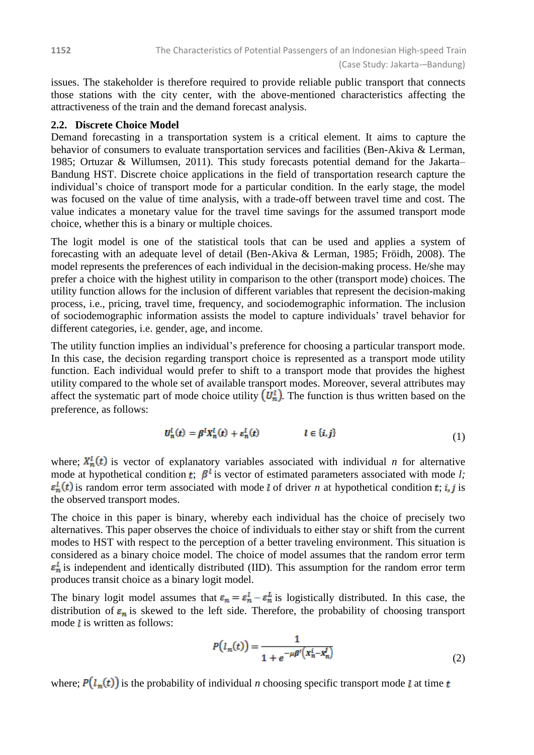issues. The stakeholder is therefore required to provide reliable public transport that connects those stations with the city center, with the above-mentioned characteristics affecting the attractiveness of the train and the demand forecast analysis.

### 2.2. Discrete Choice Model

Demand forecasting in a transportation system is a critical element. It aims to capture the behavior of consumers to evaluate transportation services and facilities (Ben-Akiva & Lerman, 1985; Ortuzar & Willumsen, 2011). This study forecasts potential demand for the Jakarta–Bandung HST. Discrete choice applications in the field of transportation research capture the individual's choice of transport mode for a particular condition. In the early stage, the model was focused on the value of time analysis, with a trade-off between travel time and cost. The value indicates a monetary value for the travel time savings for the assumed transport mode choice, whether this is a binary or multiple choices.

The logit model is one of the statistical tools that can be used and applies a system of forecasting with an adequate level of detail (Ben-Akiva & Lerman, 1985; Fröidh, 2008). The model represents the preferences of each individual in the decision-making process. He/she may prefer a choice with the highest utility in comparison to the other (transport mode) choices. The utility function allows for the inclusion of different variables that represent the decision-making process, i.e., pricing, travel time, frequency, and sociodemographic information. The inclusion of sociodemographic information assists the model to capture individuals' travel behavior for different categories, i.e. gender, age, and income.

The utility function implies an individual's preference for choosing a particular transport mode. In this case, the decision regarding transport choice is represented as a transport mode utility function. Each individual would prefer to shift to a transport mode that provides the highest utility compared to the whole set of available transport modes. Moreover, several attributes may affect the systematic part of mode choice utility $(U_n^l)$. The function is thus written based on the preference, as follows:

$$U_n^l(t) = \beta^l X_n^l(t) + \varepsilon_n^l(t) \qquad\qquad l \in \{i, j\} \tag{1}$$

where; $X_n^l(t)$ is vector of explanatory variables associated with individual *n* for alternative mode at hypothetical condition $t$; $\beta^l$ is vector of estimated parameters associated with mode *l;* $\varepsilon_n^l(t)$ is random error term associated with mode $l$ of driver *n* at hypothetical condition $t$; $i, j$ is the observed transport modes.

The choice in this paper is binary, whereby each individual has the choice of precisely two alternatives. This paper observes the choice of individuals to either stay or shift from the current modes to HST with respect to the perception of a better traveling environment. This situation is considered as a binary choice model. The choice of model assumes that the random error term $\varepsilon_n^l$ is independent and identically distributed (IID). This assumption for the random error term produces transit choice as a binary logit model.

The binary logit model assumes that $\varepsilon_n = \varepsilon_n^i - \varepsilon_n^L$ is logistically distributed. In this case, the distribution of $\varepsilon_n$ is skewed to the left side. Therefore, the probability of choosing transport mode $l$ is written as follows:

$$P(l_n(t)) = \frac{1}{1 + e^{-\mu\beta'\left(X_n^i - X_n^j\right)}} \tag{2}$$

where; $P(l_n(t))$ is the probability of individual *n* choosing specific transport mode $l$ at time $t$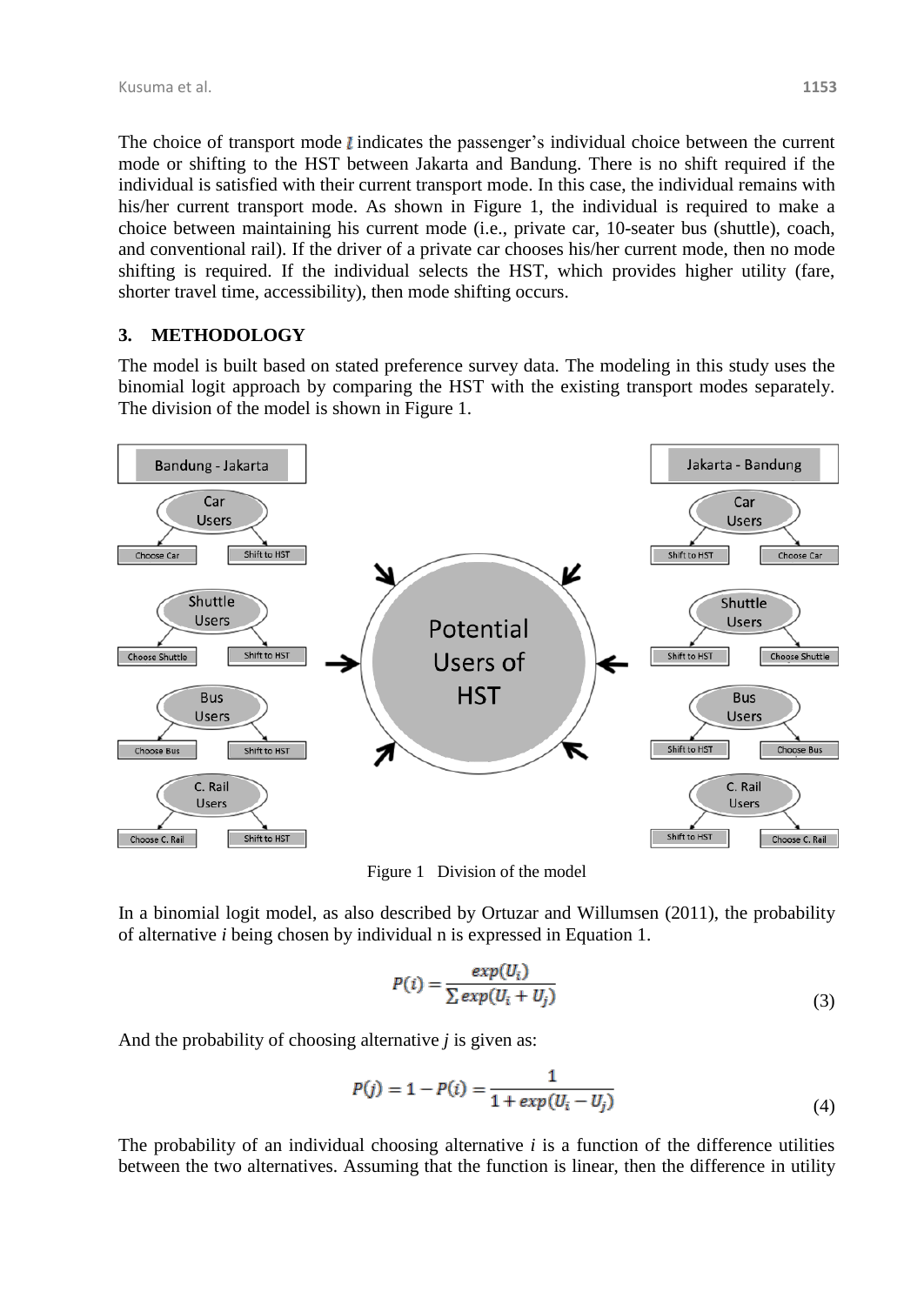The choice of transport mode $l$ indicates the passenger's individual choice between the current mode or shifting to the HST between Jakarta and Bandung. There is no shift required if the individual is satisfied with their current transport mode. In this case, the individual remains with his/her current transport mode. As shown in Figure 1, the individual is required to make a choice between maintaining his current mode (i.e., private car, 10-seater bus (shuttle), coach, and conventional rail). If the driver of a private car chooses his/her current mode, then no mode shifting is required. If the individual selects the HST, which provides higher utility (fare, shorter travel time, accessibility), then mode shifting occurs.

## 3. METHODOLOGY

The model is built based on stated preference survey data. The modeling in this study uses the binomial logit approach by comparing the HST with the existing transport modes separately. The division of the model is shown in Figure 1.

Figure 1 Division of the model

In a binomial logit model, as also described by Ortuzar and Willumsen (2011), the probability of alternative *i* being chosen by individual n is expressed in Equation 1.

$$P(i) = \frac{exp(U_i)}{\sum exp(U_i + U_j)} \tag{3}$$

And the probability of choosing alternative *j* is given as:

$$P(j) = 1 - P(i) = \frac{1}{1 + exp(U_i - U_j)} \tag{4}$$

The probability of an individual choosing alternative *i* is a function of the difference utilities between the two alternatives. Assuming that the function is linear, then the difference in utility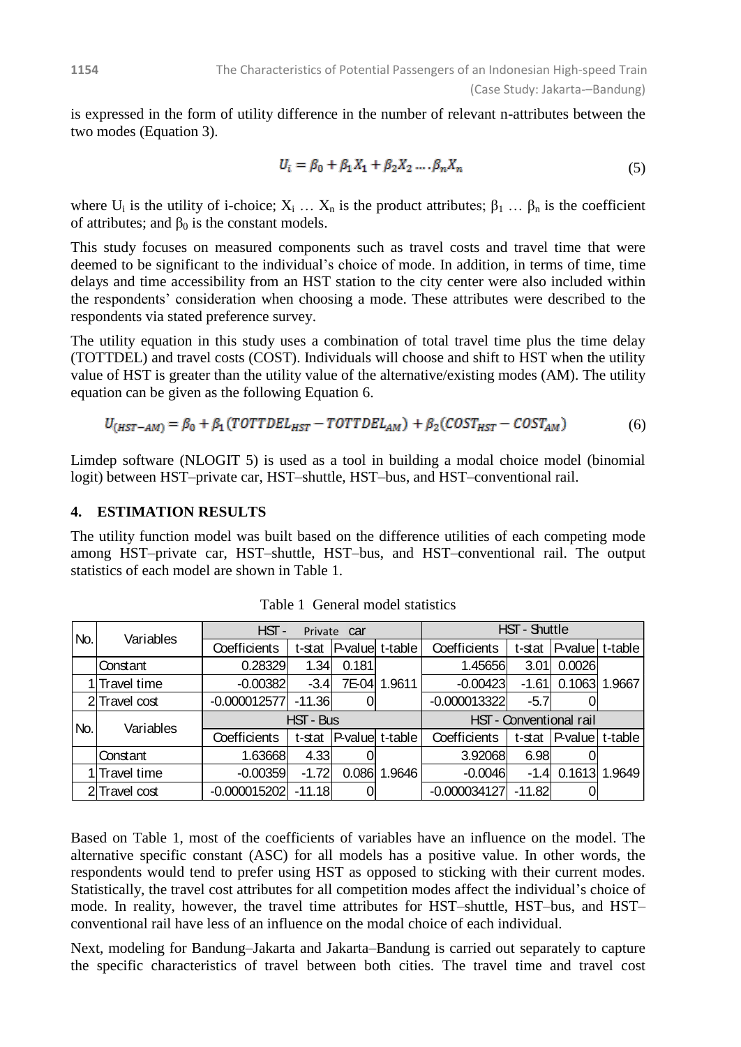is expressed in the form of utility difference in the number of relevant n-attributes between the two modes (Equation 3).

$$U_i = \beta_0 + \beta_1 X_1 + \beta_2 X_2 \dots \beta_n X_n \tag{5}$$

where $U_i$ is the utility of i-choice; $X_i \dots X_n$ is the product attributes; $\beta_1 \dots \beta_n$ is the coefficient of attributes; and $\beta_0$ is the constant models.

This study focuses on measured components such as travel costs and travel time that were deemed to be significant to the individual's choice of mode. In addition, in terms of time, time delays and time accessibility from an HST station to the city center were also included within the respondents' consideration when choosing a mode. These attributes were described to the respondents via stated preference survey.

The utility equation in this study uses a combination of total travel time plus the time delay (TOTTDEL) and travel costs (COST). Individuals will choose and shift to HST when the utility value of HST is greater than the utility value of the alternative/existing modes (AM). The utility equation can be given as the following Equation 6.

$$U_{(HST-AM)} = \beta_0 + \beta_1 (TOTTDEL_{HST} - TOTTDEL_{AM}) + \beta_2 (COST_{HST} - COST_{AM}) \tag{6}$$

Limdep software (NLOGIT 5) is used as a tool in building a modal choice model (binomial logit) between HST–private car, HST–shuttle, HST–bus, and HST–conventional rail.

## 4. ESTIMATION RESULTS

The utility function model was built based on the difference utilities of each competing mode among HST–private car, HST–shuttle, HST–bus, and HST–conventional rail. The output statistics of each model are shown in Table 1.

Table 1 General model statistics

| No. | Variables | HST - Private car | | | | HST - Shuttle | | | |
|---|---|---|---|---|---|---|---|---|---|
| | | Coefficients | t-stat | P-value | t-table | Coefficients | t-stat | P-value | t-table |
| | Constant | 0.28329 | 1.34 | 0.181 | | 1.45656 | 3.01 | 0.0026 | |
| 1 | Travel time | -0.00382 | -3.4 | 7E-04 | 1.9611 | -0.00423 | -1.61 | 0.1063 | 1.9667 |
| 2 | Travel cost | -0.000012577 | -11.36 | 0 | | -0.000013322 | -5.7 | 0 | |
| **No.** | **Variables** | **HST - Bus** | | | | **HST - Conventional rail** | | | |
| | | Coefficients | t-stat | P-value | t-table | Coefficients | t-stat | P-value | t-table |
| | Constant | 1.63668 | 4.33 | 0 | | 3.92068 | 6.98 | 0 | |
| 1 | Travel time | -0.00359 | -1.72 | 0.086 | 1.9646 | -0.0046 | -1.4 | 0.1613 | 1.9649 |
| 2 | Travel cost | -0.000015202 | -11.18 | 0 | | -0.000034127 | -11.82 | 0 | |

Based on Table 1, most of the coefficients of variables have an influence on the model. The alternative specific constant (ASC) for all models has a positive value. In other words, the respondents would tend to prefer using HST as opposed to sticking with their current modes. Statistically, the travel cost attributes for all competition modes affect the individual's choice of mode. In reality, however, the travel time attributes for HST–shuttle, HST–bus, and HST–conventional rail have less of an influence on the modal choice of each individual.

Next, modeling for Bandung–Jakarta and Jakarta–Bandung is carried out separately to capture the specific characteristics of travel between both cities. The travel time and travel cost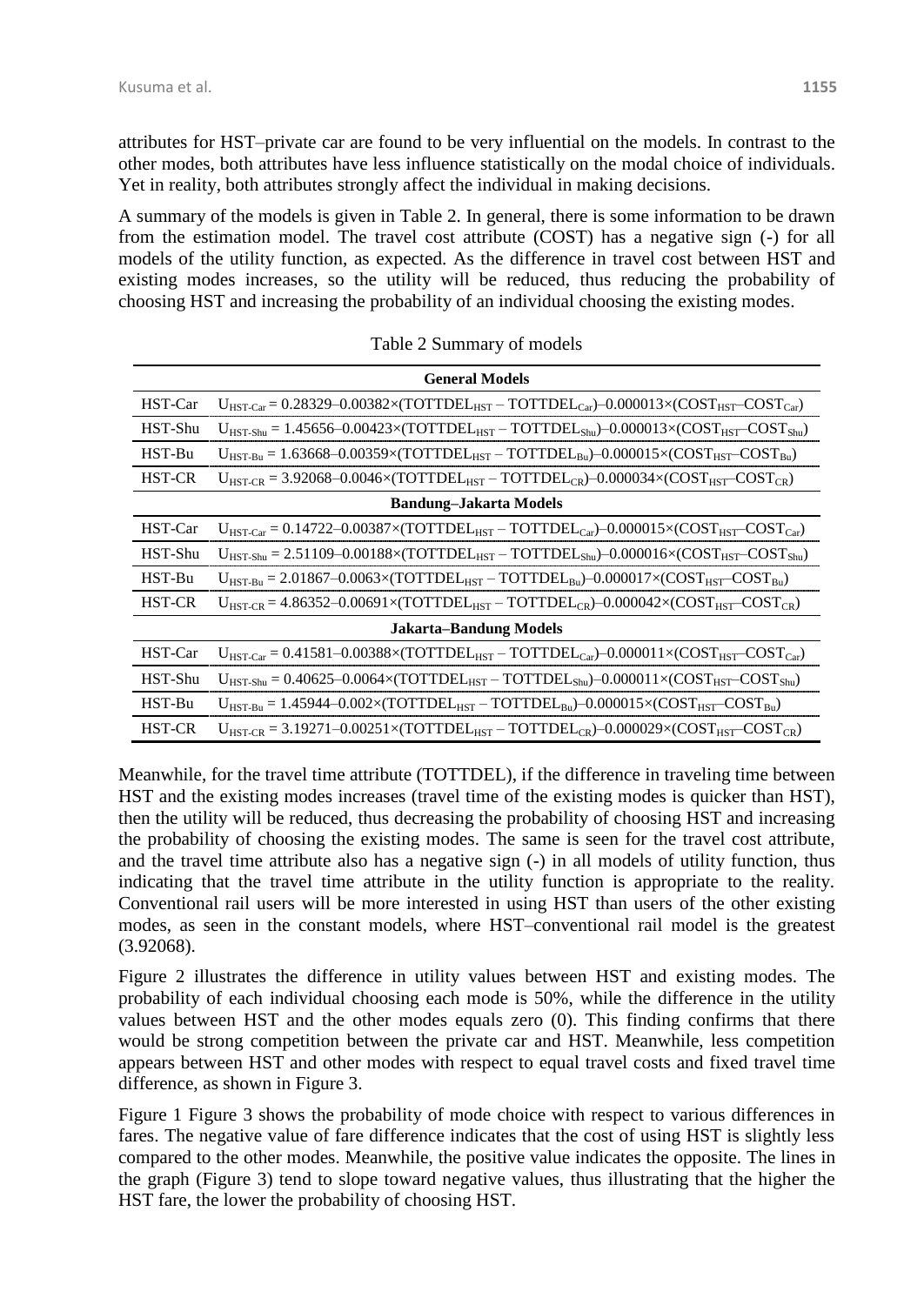attributes for HST–private car are found to be very influential on the models. In contrast to the other modes, both attributes have less influence statistically on the modal choice of individuals. Yet in reality, both attributes strongly affect the individual in making decisions.

A summary of the models is given in Table 2. In general, there is some information to be drawn from the estimation model. The travel cost attribute (COST) has a negative sign (-) for all models of the utility function, as expected. As the difference in travel cost between HST and existing modes increases, so the utility will be reduced, thus reducing the probability of choosing HST and increasing the probability of an individual choosing the existing modes.

Table 2 Summary of models

| **General Models** | |
|---|---|
| HST-Car | $U_{HST\text{-}Car} = 0.28329 – 0.00382 \times (TOTTDEL_{HST} – TOTTDEL_{Car}) – 0.000013 \times (COST_{HST} – COST_{Car})$ |
| HST-Shu | $U_{HST\text{-}Shu} = 1.45656 – 0.00423 \times (TOTTDEL_{HST} – TOTTDEL_{Shu}) – 0.000013 \times (COST_{HST} – COST_{Shu})$ |
| HST-Bu | $U_{HST\text{-}Bu} = 1.63668 – 0.00359 \times (TOTTDEL_{HST} – TOTTDEL_{Bu}) – 0.000015 \times (COST_{HST} – COST_{Bu})$ |
| HST-CR | $U_{HST\text{-}CR} = 3.92068 – 0.0046 \times (TOTTDEL_{HST} – TOTTDEL_{CR}) – 0.000034 \times (COST_{HST} – COST_{CR})$ |
| **Bandung–Jakarta Models** | |
| HST-Car | $U_{HST\text{-}Car} = 0.14722 – 0.00387 \times (TOTTDEL_{HST} – TOTTDEL_{Car}) – 0.000015 \times (COST_{HST} – COST_{Car})$ |
| HST-Shu | $U_{HST\text{-}Shu} = 2.51109 – 0.00188 \times (TOTTDEL_{HST} – TOTTDEL_{Shu}) – 0.000016 \times (COST_{HST} – COST_{Shu})$ |
| HST-Bu | $U_{HST\text{-}Bu} = 2.01867 – 0.0063 \times (TOTTDEL_{HST} – TOTTDEL_{Bu}) – 0.000017 \times (COST_{HST} – COST_{Bu})$ |
| HST-CR | $U_{HST\text{-}CR} = 4.86352 – 0.00691 \times (TOTTDEL_{HST} – TOTTDEL_{CR}) – 0.000042 \times (COST_{HST} – COST_{CR})$ |
| **Jakarta–Bandung Models** | |
| HST-Car | $U_{HST\text{-}Car} = 0.41581 – 0.00388 \times (TOTTDEL_{HST} – TOTTDEL_{Car}) – 0.000011 \times (COST_{HST} – COST_{Car})$ |
| HST-Shu | $U_{HST\text{-}Shu} = 0.40625 – 0.0064 \times (TOTTDEL_{HST} – TOTTDEL_{Shu}) – 0.000011 \times (COST_{HST} – COST_{Shu})$ |
| HST-Bu | $U_{HST\text{-}Bu} = 1.45944 – 0.002 \times (TOTTDEL_{HST} – TOTTDEL_{Bu}) – 0.000015 \times (COST_{HST} – COST_{Bu})$ |
| HST-CR | $U_{HST\text{-}CR} = 3.19271 – 0.00251 \times (TOTTDEL_{HST} – TOTTDEL_{CR}) – 0.000029 \times (COST_{HST} – COST_{CR})$ |

Meanwhile, for the travel time attribute (TOTTDEL), if the difference in traveling time between HST and the existing modes increases (travel time of the existing modes is quicker than HST), then the utility will be reduced, thus decreasing the probability of choosing HST and increasing the probability of choosing the existing modes. The same is seen for the travel cost attribute, and the travel time attribute also has a negative sign (-) in all models of utility function, thus indicating that the travel time attribute in the utility function is appropriate to the reality. Conventional rail users will be more interested in using HST than users of the other existing modes, as seen in the constant models, where HST–conventional rail model is the greatest (3.92068).

Figure 2 illustrates the difference in utility values between HST and existing modes. The probability of each individual choosing each mode is 50%, while the difference in the utility values between HST and the other modes equals zero (0). This finding confirms that there would be strong competition between the private car and HST. Meanwhile, less competition appears between HST and other modes with respect to equal travel costs and fixed travel time difference, as shown in Figure 3.

Figure 1 Figure 3 shows the probability of mode choice with respect to various differences in fares. The negative value of fare difference indicates that the cost of using HST is slightly less compared to the other modes. Meanwhile, the positive value indicates the opposite. The lines in the graph (Figure 3) tend to slope toward negative values, thus illustrating that the higher the HST fare, the lower the probability of choosing HST.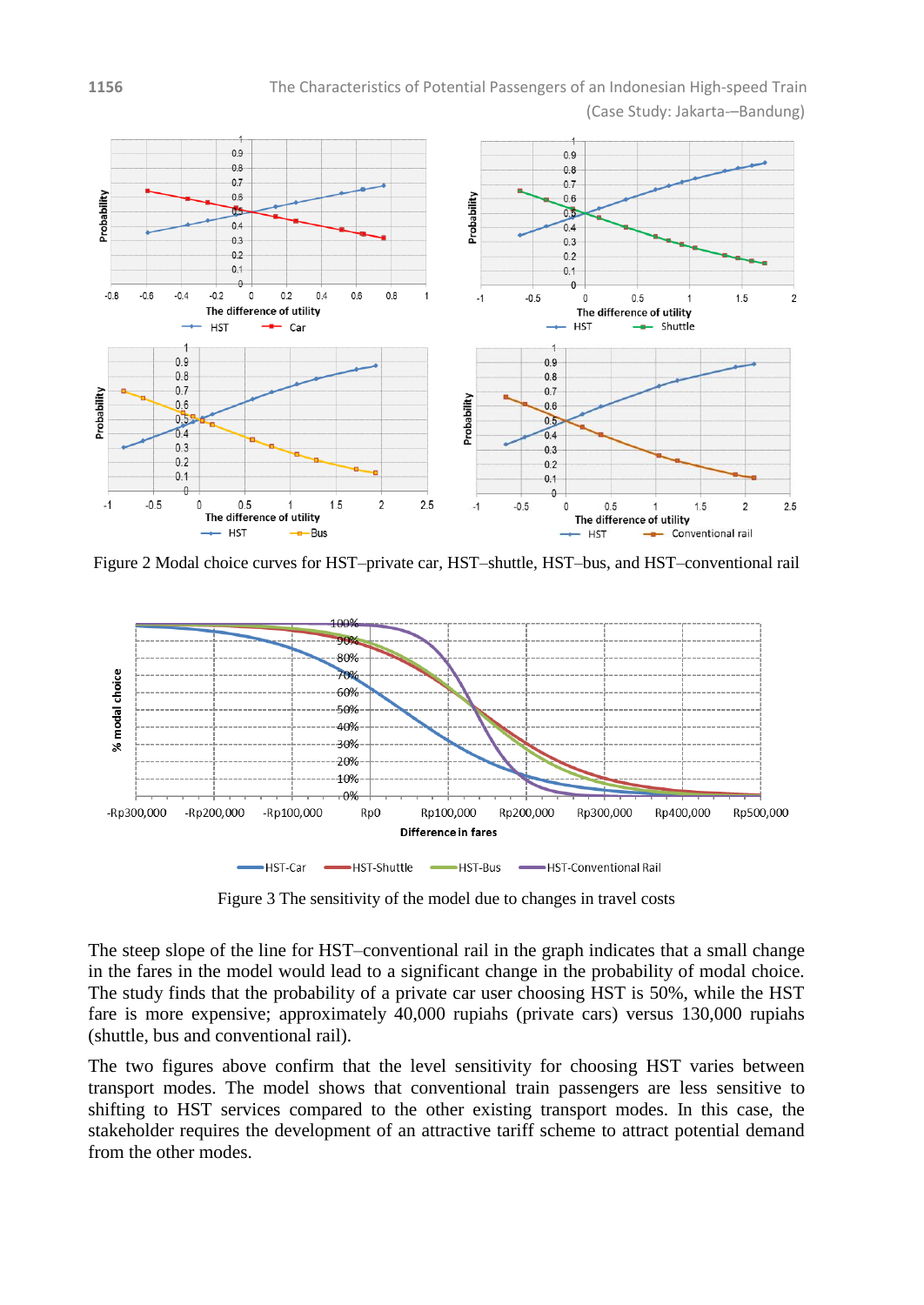Figure 2 Modal choice curves for HST–private car, HST–shuttle, HST–bus, and HST–conventional rail

Figure 3 The sensitivity of the model due to changes in travel costs

The steep slope of the line for HST–conventional rail in the graph indicates that a small change in the fares in the model would lead to a significant change in the probability of modal choice. The study finds that the probability of a private car user choosing HST is 50%, while the HST fare is more expensive; approximately 40,000 rupiahs (private cars) versus 130,000 rupiahs (shuttle, bus and conventional rail).

The two figures above confirm that the level sensitivity for choosing HST varies between transport modes. The model shows that conventional train passengers are less sensitive to shifting to HST services compared to the other existing transport modes. In this case, the stakeholder requires the development of an attractive tariff scheme to attract potential demand from the other modes.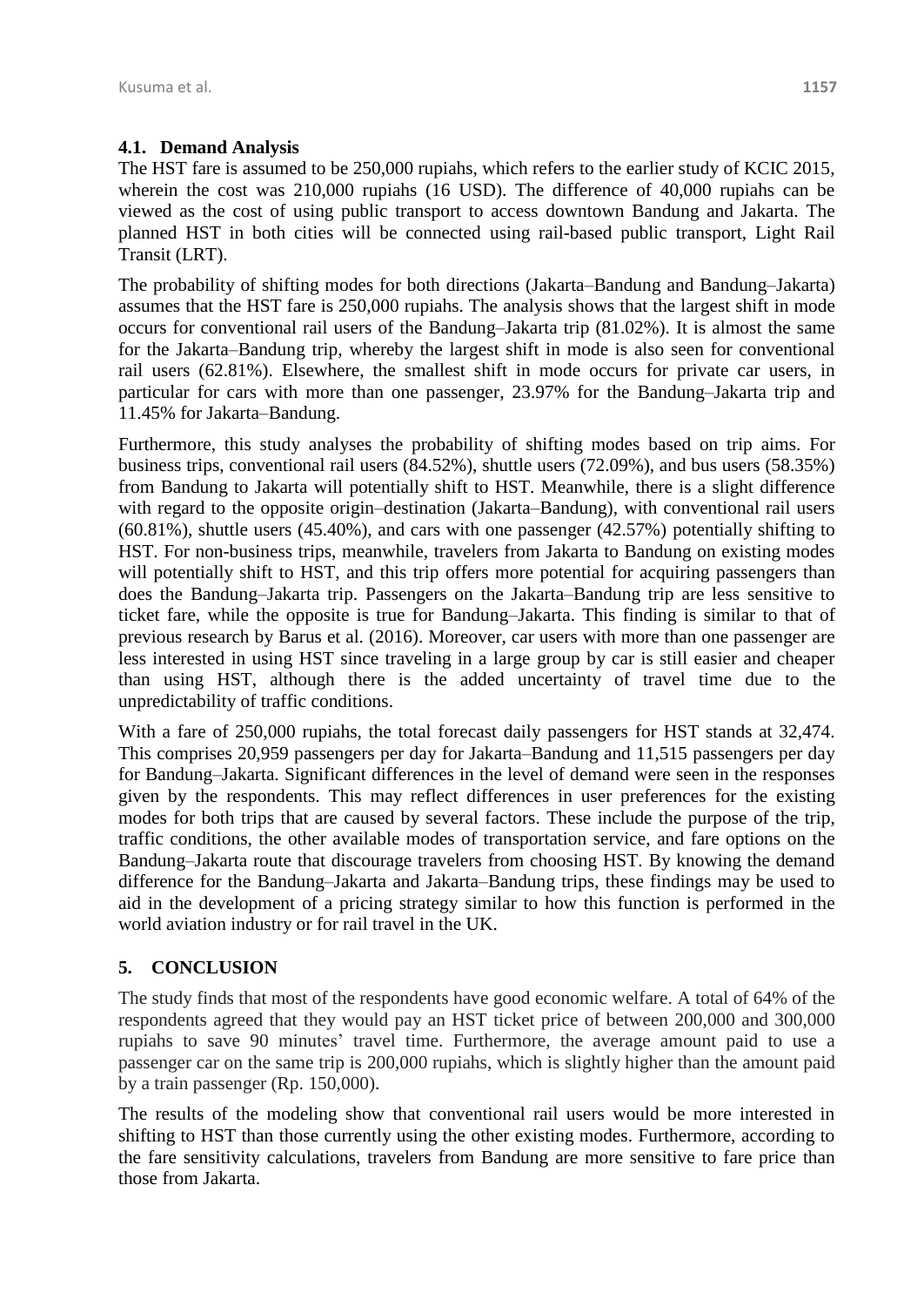### 4.1. Demand Analysis

The HST fare is assumed to be 250,000 rupiahs, which refers to the earlier study of KCIC 2015, wherein the cost was 210,000 rupiahs (16 USD). The difference of 40,000 rupiahs can be viewed as the cost of using public transport to access downtown Bandung and Jakarta. The planned HST in both cities will be connected using rail-based public transport, Light Rail Transit (LRT).

The probability of shifting modes for both directions (Jakarta–Bandung and Bandung–Jakarta) assumes that the HST fare is 250,000 rupiahs. The analysis shows that the largest shift in mode occurs for conventional rail users of the Bandung–Jakarta trip (81.02%). It is almost the same for the Jakarta–Bandung trip, whereby the largest shift in mode is also seen for conventional rail users (62.81%). Elsewhere, the smallest shift in mode occurs for private car users, in particular for cars with more than one passenger, 23.97% for the Bandung–Jakarta trip and 11.45% for Jakarta–Bandung.

Furthermore, this study analyses the probability of shifting modes based on trip aims. For business trips, conventional rail users (84.52%), shuttle users (72.09%), and bus users (58.35%) from Bandung to Jakarta will potentially shift to HST. Meanwhile, there is a slight difference with regard to the opposite origin–destination (Jakarta–Bandung), with conventional rail users (60.81%), shuttle users (45.40%), and cars with one passenger (42.57%) potentially shifting to HST. For non-business trips, meanwhile, travelers from Jakarta to Bandung on existing modes will potentially shift to HST, and this trip offers more potential for acquiring passengers than does the Bandung–Jakarta trip. Passengers on the Jakarta–Bandung trip are less sensitive to ticket fare, while the opposite is true for Bandung–Jakarta. This finding is similar to that of previous research by Barus et al. (2016). Moreover, car users with more than one passenger are less interested in using HST since traveling in a large group by car is still easier and cheaper than using HST, although there is the added uncertainty of travel time due to the unpredictability of traffic conditions.

With a fare of 250,000 rupiahs, the total forecast daily passengers for HST stands at 32,474. This comprises 20,959 passengers per day for Jakarta–Bandung and 11,515 passengers per day for Bandung–Jakarta. Significant differences in the level of demand were seen in the responses given by the respondents. This may reflect differences in user preferences for the existing modes for both trips that are caused by several factors. These include the purpose of the trip, traffic conditions, the other available modes of transportation service, and fare options on the Bandung–Jakarta route that discourage travelers from choosing HST. By knowing the demand difference for the Bandung–Jakarta and Jakarta–Bandung trips, these findings may be used to aid in the development of a pricing strategy similar to how this function is performed in the world aviation industry or for rail travel in the UK.

## 5. CONCLUSION

The study finds that most of the respondents have good economic welfare. A total of 64% of the respondents agreed that they would pay an HST ticket price of between 200,000 and 300,000 rupiahs to save 90 minutes' travel time. Furthermore, the average amount paid to use a passenger car on the same trip is 200,000 rupiahs, which is slightly higher than the amount paid by a train passenger (Rp. 150,000).

The results of the modeling show that conventional rail users would be more interested in shifting to HST than those currently using the other existing modes. Furthermore, according to the fare sensitivity calculations, travelers from Bandung are more sensitive to fare price than those from Jakarta.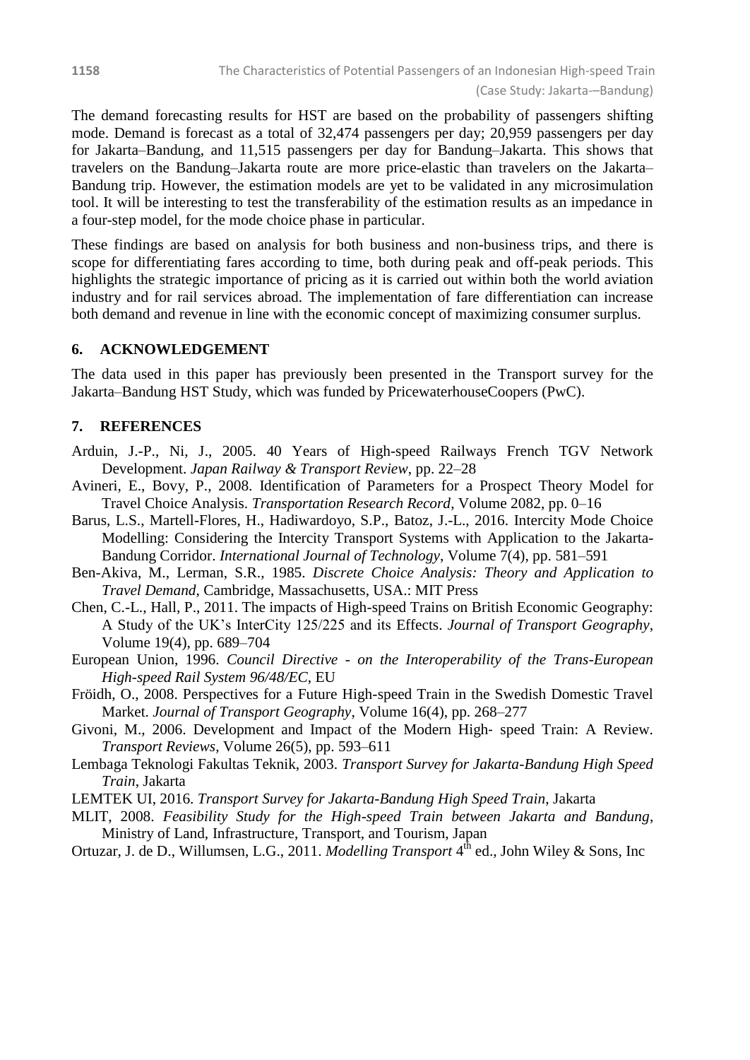The demand forecasting results for HST are based on the probability of passengers shifting mode. Demand is forecast as a total of 32,474 passengers per day; 20,959 passengers per day for Jakarta–Bandung, and 11,515 passengers per day for Bandung–Jakarta. This shows that travelers on the Bandung–Jakarta route are more price-elastic than travelers on the Jakarta–Bandung trip. However, the estimation models are yet to be validated in any microsimulation tool. It will be interesting to test the transferability of the estimation results as an impedance in a four-step model, for the mode choice phase in particular.

These findings are based on analysis for both business and non-business trips, and there is scope for differentiating fares according to time, both during peak and off-peak periods. This highlights the strategic importance of pricing as it is carried out within both the world aviation industry and for rail services abroad. The implementation of fare differentiation can increase both demand and revenue in line with the economic concept of maximizing consumer surplus.

## 6. ACKNOWLEDGEMENT

The data used in this paper has previously been presented in the Transport survey for the Jakarta–Bandung HST Study, which was funded by PricewaterhouseCoopers (PwC).

## 7. REFERENCES

Arduin, J.-P., Ni, J., 2005. 40 Years of High-speed Railways French TGV Network Development. *Japan Railway & Transport Review*, pp. 22–28

Avineri, E., Bovy, P., 2008. Identification of Parameters for a Prospect Theory Model for Travel Choice Analysis. *Transportation Research Record*, Volume 2082, pp. 0–16

Barus, L.S., Martell-Flores, H., Hadiwardoyo, S.P., Batoz, J.-L., 2016. Intercity Mode Choice Modelling: Considering the Intercity Transport Systems with Application to the Jakarta-Bandung Corridor. *International Journal of Technology*, Volume 7(4), pp. 581–591

Ben-Akiva, M., Lerman, S.R., 1985. *Discrete Choice Analysis: Theory and Application to Travel Demand*, Cambridge, Massachusetts, USA.: MIT Press

Chen, C.-L., Hall, P., 2011. The impacts of High-speed Trains on British Economic Geography: A Study of the UK's InterCity 125/225 and its Effects. *Journal of Transport Geography*, Volume 19(4), pp. 689–704

European Union, 1996. *Council Directive - on the Interoperability of the Trans-European High-speed Rail System 96/48/EC*, EU

Fröidh, O., 2008. Perspectives for a Future High-speed Train in the Swedish Domestic Travel Market. *Journal of Transport Geography*, Volume 16(4), pp. 268–277

Givoni, M., 2006. Development and Impact of the Modern High- speed Train: A Review. *Transport Reviews*, Volume 26(5), pp. 593–611

Lembaga Teknologi Fakultas Teknik, 2003. *Transport Survey for Jakarta-Bandung High Speed Train*, Jakarta

LEMTEK UI, 2016. *Transport Survey for Jakarta-Bandung High Speed Train*, Jakarta

MLIT, 2008. *Feasibility Study for the High-speed Train between Jakarta and Bandung*, Ministry of Land, Infrastructure, Transport, and Tourism, Japan

Ortuzar, J. de D., Willumsen, L.G., 2011. *Modelling Transport* 4th ed., John Wiley & Sons, Inc